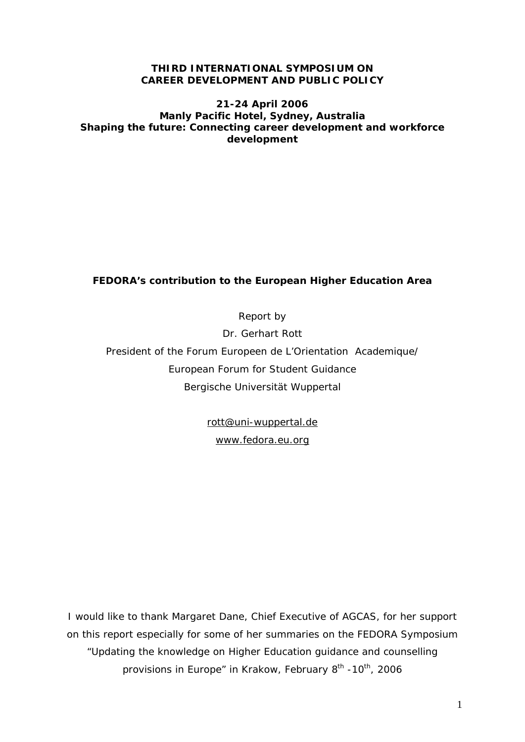**THIRD INTERNATIONAL SYMPOSIUM ON CAREER DEVELOPMENT AND PUBLIC POLICY**

**21-24 April 2006**
**Manly Pacific Hotel, Sydney, Australia**
**Shaping the future: Connecting career development and workforce development**

# FEDORA's contribution to the European Higher Education Area

Report by

Dr. Gerhart Rott

President of the Forum Europeen de L'Orientation Academique/

European Forum for Student Guidance

Bergische Universität Wuppertal

rott@uni-wuppertal.de

www.fedora.eu.org

I would like to thank Margaret Dane, Chief Executive of AGCAS, for her support on this report especially for some of her summaries on the FEDORA Symposium "Updating the knowledge on Higher Education guidance and counselling provisions in Europe" in Krakow, February 8th -10th, 2006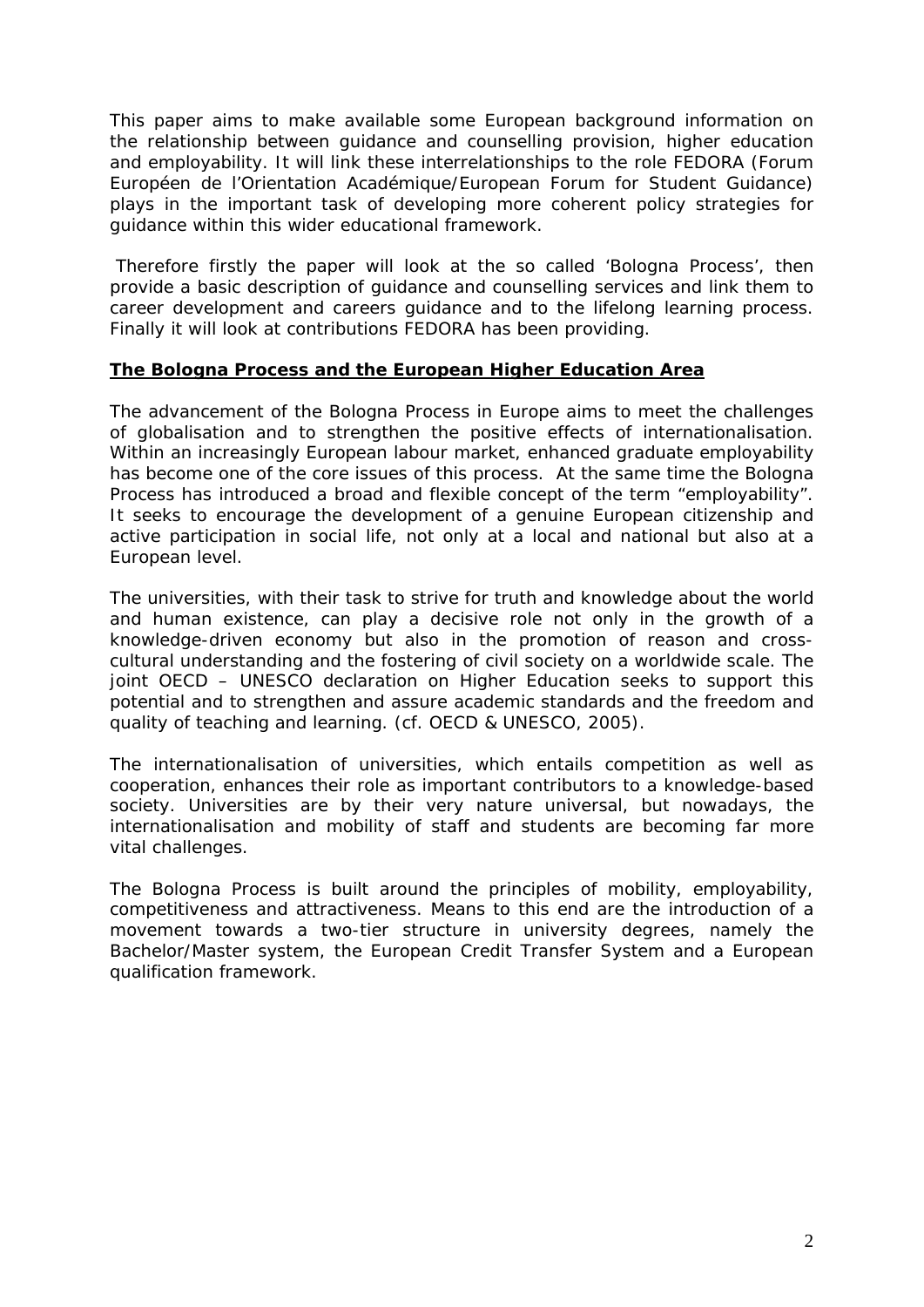This paper aims to make available some European background information on the relationship between guidance and counselling provision, higher education and employability. It will link these interrelationships to the role FEDORA (Forum Européen de l'Orientation Académique/European Forum for Student Guidance) plays in the important task of developing more coherent policy strategies for guidance within this wider educational framework.

Therefore firstly the paper will look at the so called 'Bologna Process', then provide a basic description of guidance and counselling services and link them to career development and careers guidance and to the lifelong learning process. Finally it will look at contributions FEDORA has been providing.

## The Bologna Process and the European Higher Education Area

The advancement of the Bologna Process in Europe aims to meet the challenges of globalisation and to strengthen the positive effects of internationalisation. Within an increasingly European labour market, enhanced graduate employability has become one of the core issues of this process. At the same time the Bologna Process has introduced a broad and flexible concept of the term "employability". It seeks to encourage the development of a genuine European citizenship and active participation in social life, not only at a local and national but also at a European level.

The universities, with their task to strive for truth and knowledge about the world and human existence, can play a decisive role not only in the growth of a knowledge-driven economy but also in the promotion of reason and cross-cultural understanding and the fostering of civil society on a worldwide scale. The joint OECD – UNESCO declaration on Higher Education seeks to support this potential and to strengthen and assure academic standards and the freedom and quality of teaching and learning. (cf. OECD & UNESCO, 2005).

The internationalisation of universities, which entails competition as well as cooperation, enhances their role as important contributors to a knowledge-based society. Universities are by their very nature universal, but nowadays, the internationalisation and mobility of staff and students are becoming far more vital challenges.

The Bologna Process is built around the principles of mobility, employability, competitiveness and attractiveness. Means to this end are the introduction of a movement towards a two-tier structure in university degrees, namely the Bachelor/Master system, the European Credit Transfer System and a European qualification framework.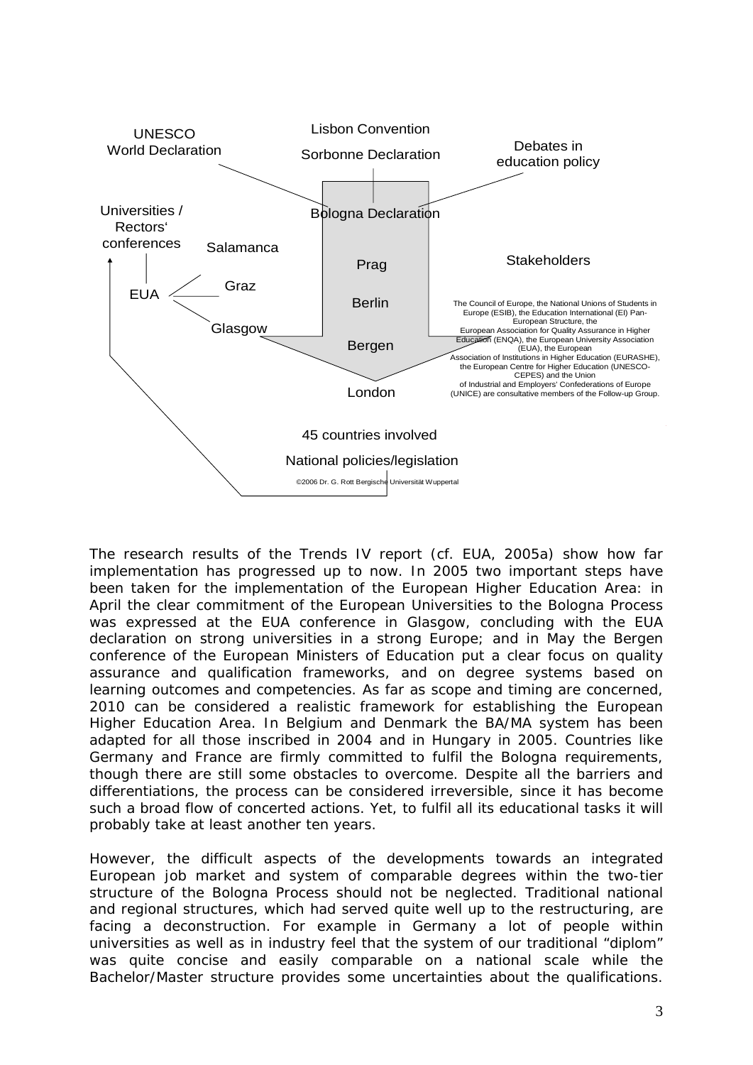UNESCO World Declaration

Lisbon Convention

Sorbonne Declaration

Debates in education policy

Universities / Rectors' conferences

Bologna Declaration

Salamanca

Prag

Stakeholders

EUA

Graz

Berlin

Glasgow

Bergen

The Council of Europe, the National Unions of Students in Europe (ESIB), the Education International (EI) Pan-European Structure, the European Association for Quality Assurance in Higher Education (ENQA), the European University Association (EUA), the European Association of Institutions in Higher Education (EURASHE), the European Centre for Higher Education (UNESCO-CEPES) and the Union of Industrial and Employers' Confederations of Europe (UNICE) are consultative members of the Follow-up Group.

London

45 countries involved

National policies/legislation

©2006 Dr. G. Rott Bergische Universität Wuppertal

The research results of the Trends IV report (cf. EUA, 2005a) show how far implementation has progressed up to now. In 2005 two important steps have been taken for the implementation of the European Higher Education Area: in April the clear commitment of the European Universities to the Bologna Process was expressed at the EUA conference in Glasgow, concluding with the EUA declaration on strong universities in a strong Europe; and in May the Bergen conference of the European Ministers of Education put a clear focus on quality assurance and qualification frameworks, and on degree systems based on learning outcomes and competencies. As far as scope and timing are concerned, 2010 can be considered a realistic framework for establishing the European Higher Education Area. In Belgium and Denmark the BA/MA system has been adapted for all those inscribed in 2004 and in Hungary in 2005. Countries like Germany and France are firmly committed to fulfil the Bologna requirements, though there are still some obstacles to overcome. Despite all the barriers and differentiations, the process can be considered irreversible, since it has become such a broad flow of concerted actions. Yet, to fulfil all its educational tasks it will probably take at least another ten years.

However, the difficult aspects of the developments towards an integrated European job market and system of comparable degrees within the two-tier structure of the Bologna Process should not be neglected. Traditional national and regional structures, which had served quite well up to the restructuring, are facing a deconstruction. For example in Germany a lot of people within universities as well as in industry feel that the system of our traditional "diplom" was quite concise and easily comparable on a national scale while the Bachelor/Master structure provides some uncertainties about the qualifications.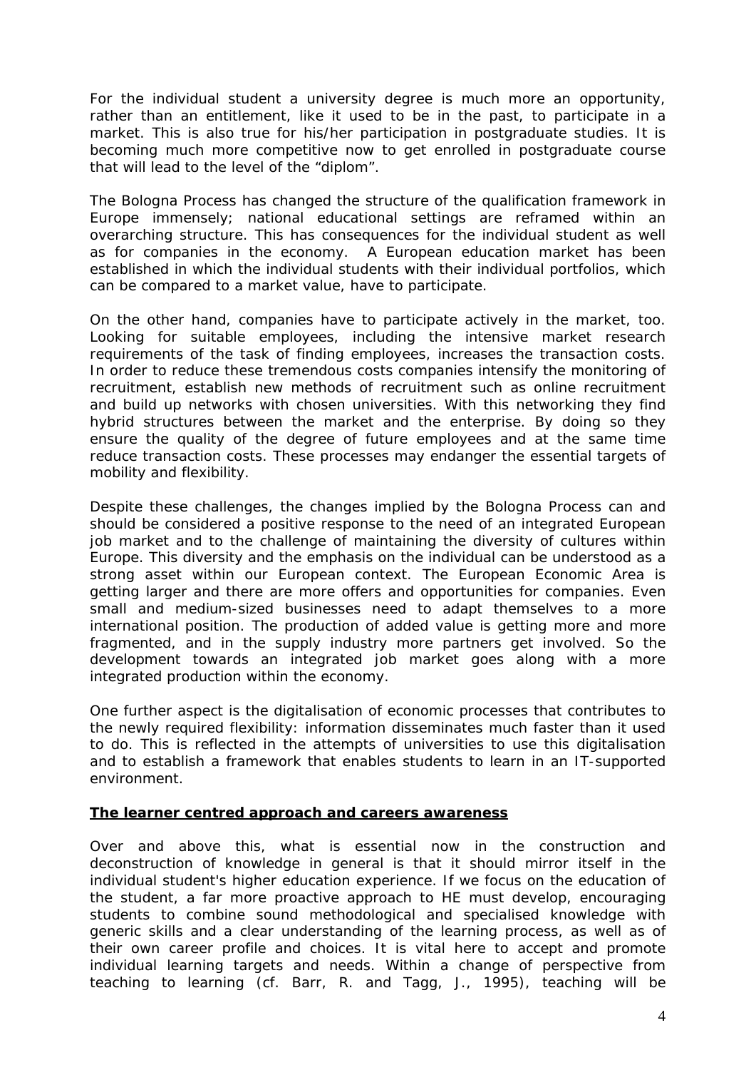For the individual student a university degree is much more an opportunity, rather than an entitlement, like it used to be in the past, to participate in a market. This is also true for his/her participation in postgraduate studies. It is becoming much more competitive now to get enrolled in postgraduate course that will lead to the level of the "diplom".

The Bologna Process has changed the structure of the qualification framework in Europe immensely; national educational settings are reframed within an overarching structure. This has consequences for the individual student as well as for companies in the economy. A European education market has been established in which the individual students with their individual portfolios, which can be compared to a market value, have to participate.

On the other hand, companies have to participate actively in the market, too. Looking for suitable employees, including the intensive market research requirements of the task of finding employees, increases the transaction costs. In order to reduce these tremendous costs companies intensify the monitoring of recruitment, establish new methods of recruitment such as online recruitment and build up networks with chosen universities. With this networking they find hybrid structures between the market and the enterprise. By doing so they ensure the quality of the degree of future employees and at the same time reduce transaction costs. These processes may endanger the essential targets of mobility and flexibility.

Despite these challenges, the changes implied by the Bologna Process can and should be considered a positive response to the need of an integrated European job market and to the challenge of maintaining the diversity of cultures within Europe. This diversity and the emphasis on the individual can be understood as a strong asset within our European context. The European Economic Area is getting larger and there are more offers and opportunities for companies. Even small and medium-sized businesses need to adapt themselves to a more international position. The production of added value is getting more and more fragmented, and in the supply industry more partners get involved. So the development towards an integrated job market goes along with a more integrated production within the economy.

One further aspect is the digitalisation of economic processes that contributes to the newly required flexibility: information disseminates much faster than it used to do. This is reflected in the attempts of universities to use this digitalisation and to establish a framework that enables students to learn in an IT-supported environment.

## The learner centred approach and careers awareness

Over and above this, what is essential now in the construction and deconstruction of knowledge in general is that it should mirror itself in the individual student's higher education experience. If we focus on the education of the student, a far more proactive approach to HE must develop, encouraging students to combine sound methodological and specialised knowledge with generic skills and a clear understanding of the learning process, as well as of their own career profile and choices. It is vital here to accept and promote individual learning targets and needs. Within a change of perspective from teaching to learning (cf. Barr, R. and Tagg, J., 1995), teaching will be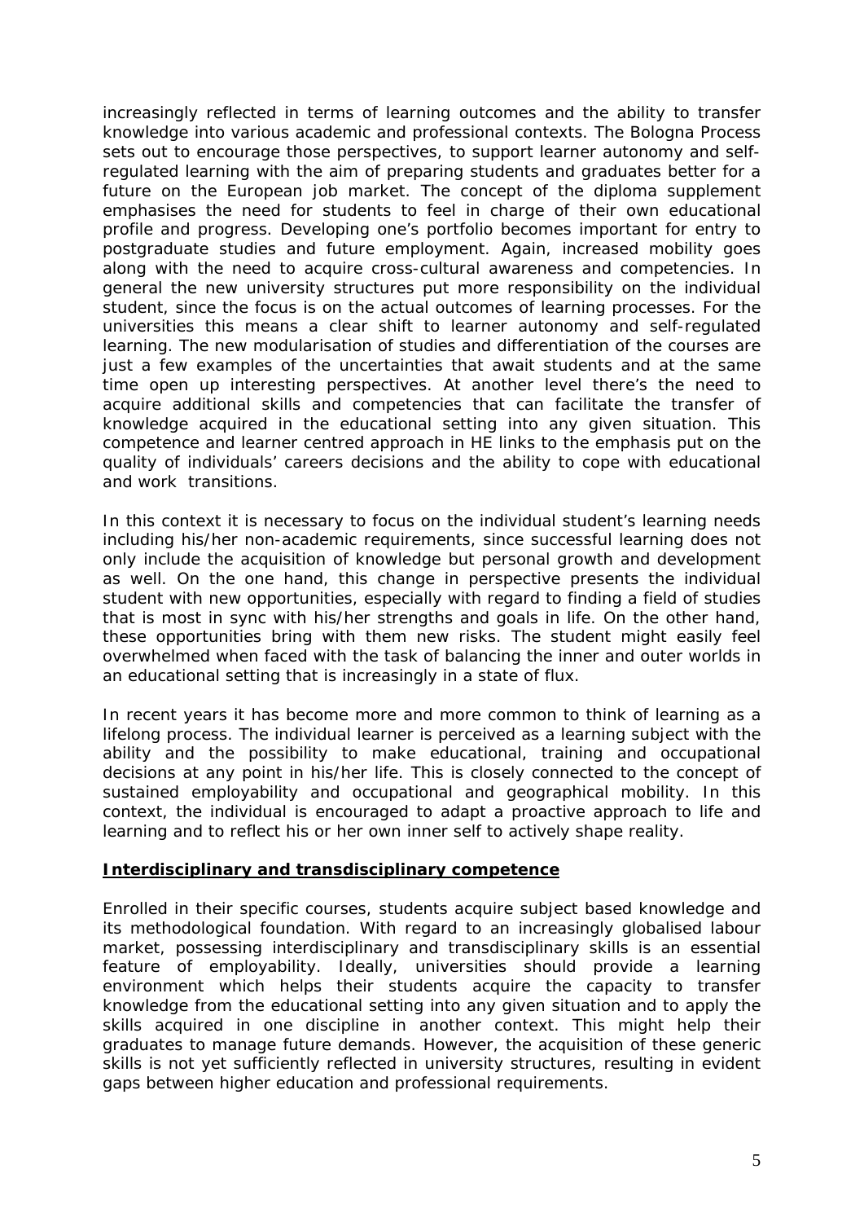increasingly reflected in terms of learning outcomes and the ability to transfer knowledge into various academic and professional contexts. The Bologna Process sets out to encourage those perspectives, to support learner autonomy and self-regulated learning with the aim of preparing students and graduates better for a future on the European job market. The concept of the diploma supplement emphasises the need for students to feel in charge of their own educational profile and progress. Developing one's portfolio becomes important for entry to postgraduate studies and future employment. Again, increased mobility goes along with the need to acquire cross-cultural awareness and competencies. In general the new university structures put more responsibility on the individual student, since the focus is on the actual outcomes of learning processes. For the universities this means a clear shift to learner autonomy and self-regulated learning. The new modularisation of studies and differentiation of the courses are just a few examples of the uncertainties that await students and at the same time open up interesting perspectives. At another level there's the need to acquire additional skills and competencies that can facilitate the transfer of knowledge acquired in the educational setting into any given situation. This competence and learner centred approach in HE links to the emphasis put on the quality of individuals' careers decisions and the ability to cope with educational and work transitions.

In this context it is necessary to focus on the individual student's learning needs including his/her non-academic requirements, since successful learning does not only include the acquisition of knowledge but personal growth and development as well. On the one hand, this change in perspective presents the individual student with new opportunities, especially with regard to finding a field of studies that is most in sync with his/her strengths and goals in life. On the other hand, these opportunities bring with them new risks. The student might easily feel overwhelmed when faced with the task of balancing the inner and outer worlds in an educational setting that is increasingly in a state of flux.

In recent years it has become more and more common to think of learning as a lifelong process. The individual learner is perceived as a learning subject with the ability and the possibility to make educational, training and occupational decisions at any point in his/her life. This is closely connected to the concept of sustained employability and occupational and geographical mobility. In this context, the individual is encouraged to adapt a proactive approach to life and learning and to reflect his or her own inner self to actively shape reality.

## Interdisciplinary and transdisciplinary competence

Enrolled in their specific courses, students acquire subject based knowledge and its methodological foundation. With regard to an increasingly globalised labour market, possessing interdisciplinary and transdisciplinary skills is an essential feature of employability. Ideally, universities should provide a learning environment which helps their students acquire the capacity to transfer knowledge from the educational setting into any given situation and to apply the skills acquired in one discipline in another context. This might help their graduates to manage future demands. However, the acquisition of these generic skills is not yet sufficiently reflected in university structures, resulting in evident gaps between higher education and professional requirements.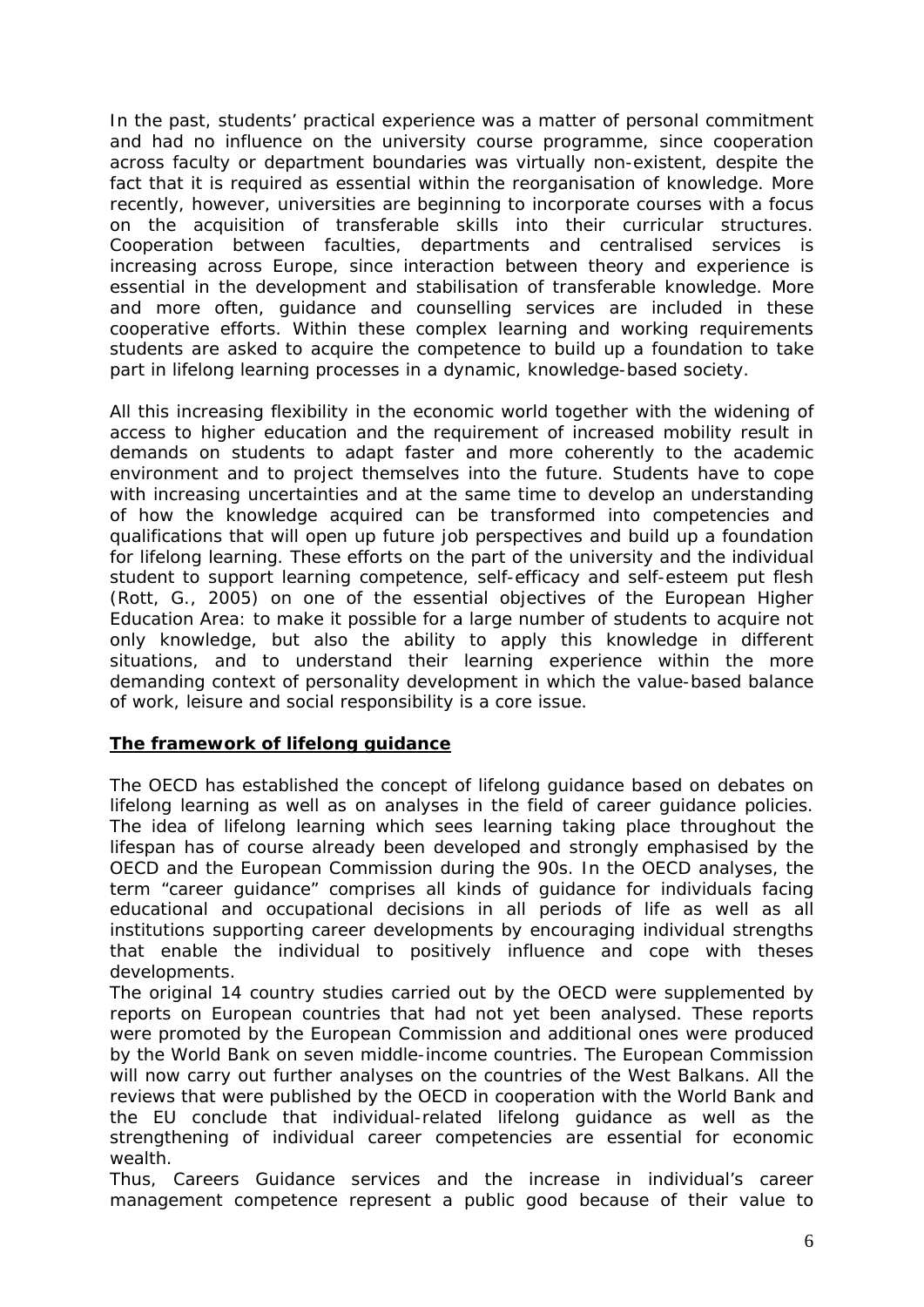In the past, students' practical experience was a matter of personal commitment and had no influence on the university course programme, since cooperation across faculty or department boundaries was virtually non-existent, despite the fact that it is required as essential within the reorganisation of knowledge. More recently, however, universities are beginning to incorporate courses with a focus on the acquisition of transferable skills into their curricular structures. Cooperation between faculties, departments and centralised services is increasing across Europe, since interaction between theory and experience is essential in the development and stabilisation of transferable knowledge. More and more often, guidance and counselling services are included in these cooperative efforts. Within these complex learning and working requirements students are asked to acquire the competence to build up a foundation to take part in lifelong learning processes in a dynamic, knowledge-based society.

All this increasing flexibility in the economic world together with the widening of access to higher education and the requirement of increased mobility result in demands on students to adapt faster and more coherently to the academic environment and to project themselves into the future. Students have to cope with increasing uncertainties and at the same time to develop an understanding of how the knowledge acquired can be transformed into competencies and qualifications that will open up future job perspectives and build up a foundation for lifelong learning. These efforts on the part of the university and the individual student to support learning competence, self-efficacy and self-esteem put flesh (Rott, G., 2005) on one of the essential objectives of the European Higher Education Area: to make it possible for a large number of students to acquire not only knowledge, but also the ability to apply this knowledge in different situations, and to understand their learning experience within the more demanding context of personality development in which the value-based balance of work, leisure and social responsibility is a core issue.

## **The framework of lifelong guidance**

The OECD has established the concept of lifelong guidance based on debates on lifelong learning as well as on analyses in the field of career guidance policies. The idea of lifelong learning which sees learning taking place throughout the lifespan has of course already been developed and strongly emphasised by the OECD and the European Commission during the 90s. In the OECD analyses, the term "career guidance" comprises all kinds of guidance for individuals facing educational and occupational decisions in all periods of life as well as all institutions supporting career developments by encouraging individual strengths that enable the individual to positively influence and cope with theses developments.

The original 14 country studies carried out by the OECD were supplemented by reports on European countries that had not yet been analysed. These reports were promoted by the European Commission and additional ones were produced by the World Bank on seven middle-income countries. The European Commission will now carry out further analyses on the countries of the West Balkans. All the reviews that were published by the OECD in cooperation with the World Bank and the EU conclude that individual-related lifelong guidance as well as the strengthening of individual career competencies are essential for economic wealth.

Thus, Careers Guidance services and the increase in individual's career management competence represent a public good because of their value to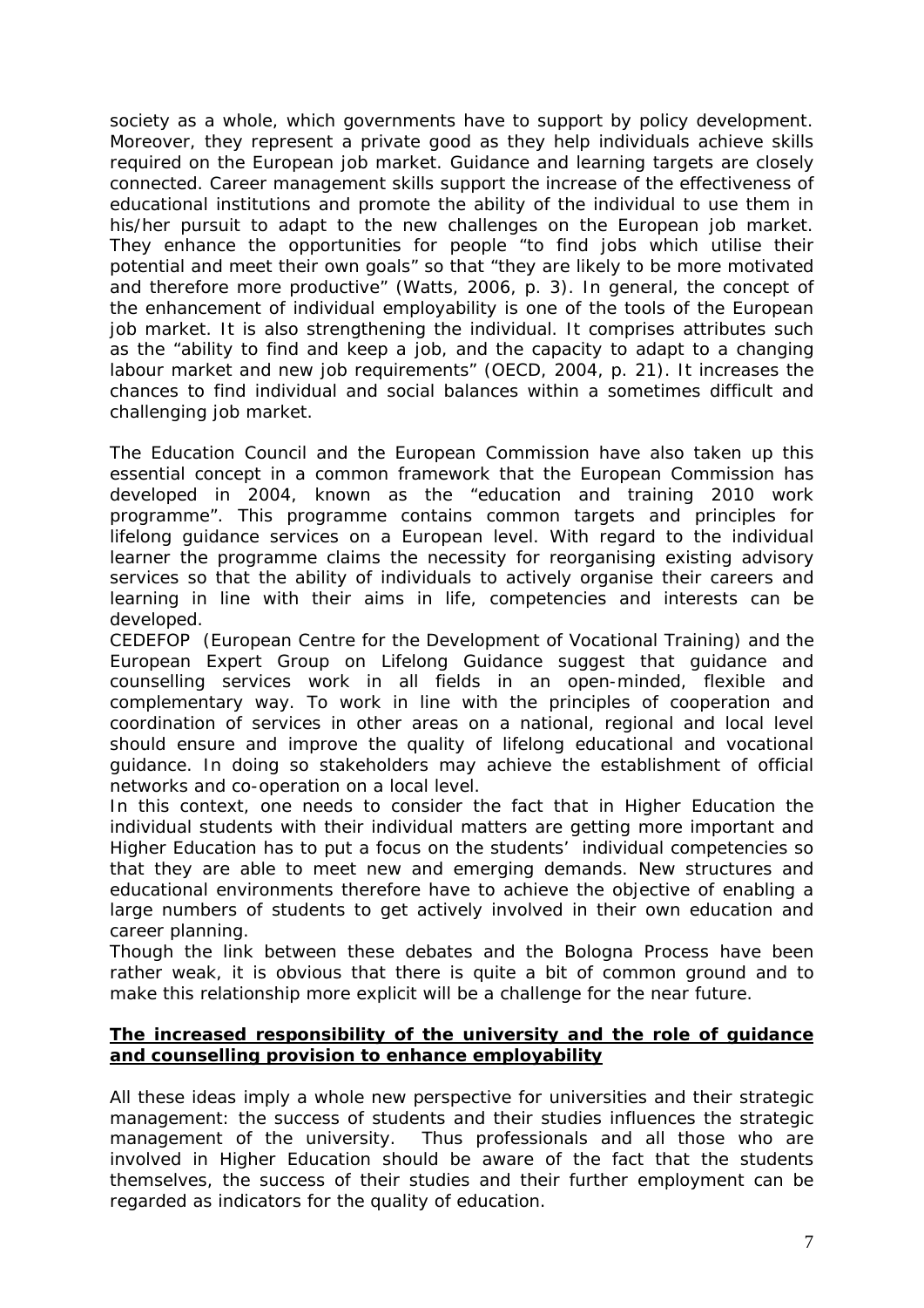society as a whole, which governments have to support by policy development. Moreover, they represent a private good as they help individuals achieve skills required on the European job market. Guidance and learning targets are closely connected. Career management skills support the increase of the effectiveness of educational institutions and promote the ability of the individual to use them in his/her pursuit to adapt to the new challenges on the European job market. They enhance the opportunities for people "to find jobs which utilise their potential and meet their own goals" so that "they are likely to be more motivated and therefore more productive" (Watts, 2006, p. 3). In general, the concept of the enhancement of individual employability is one of the tools of the European job market. It is also strengthening the individual. It comprises attributes such as the "ability to find and keep a job, and the capacity to adapt to a changing labour market and new job requirements" (OECD, 2004, p. 21). It increases the chances to find individual and social balances within a sometimes difficult and challenging job market.

The Education Council and the European Commission have also taken up this essential concept in a common framework that the European Commission has developed in 2004, known as the "education and training 2010 work programme". This programme contains common targets and principles for lifelong guidance services on a European level. With regard to the individual learner the programme claims the necessity for reorganising existing advisory services so that the ability of individuals to actively organise their careers and learning in line with their aims in life, competencies and interests can be developed.

CEDEFOP (European Centre for the Development of Vocational Training) and the European Expert Group on Lifelong Guidance suggest that guidance and counselling services work in all fields in an open-minded, flexible and complementary way. To work in line with the principles of cooperation and coordination of services in other areas on a national, regional and local level should ensure and improve the quality of lifelong educational and vocational guidance. In doing so stakeholders may achieve the establishment of official networks and co-operation on a local level.

In this context, one needs to consider the fact that in Higher Education the individual students with their individual matters are getting more important and Higher Education has to put a focus on the students' individual competencies so that they are able to meet new and emerging demands. New structures and educational environments therefore have to achieve the objective of enabling a large numbers of students to get actively involved in their own education and career planning.

Though the link between these debates and the Bologna Process have been rather weak, it is obvious that there is quite a bit of common ground and to make this relationship more explicit will be a challenge for the near future.

## **The increased responsibility of the university and the role of guidance and counselling provision to enhance employability**

All these ideas imply a whole new perspective for universities and their strategic management: the success of students and their studies influences the strategic management of the university. Thus professionals and all those who are involved in Higher Education should be aware of the fact that the students themselves, the success of their studies and their further employment can be regarded as indicators for the quality of education.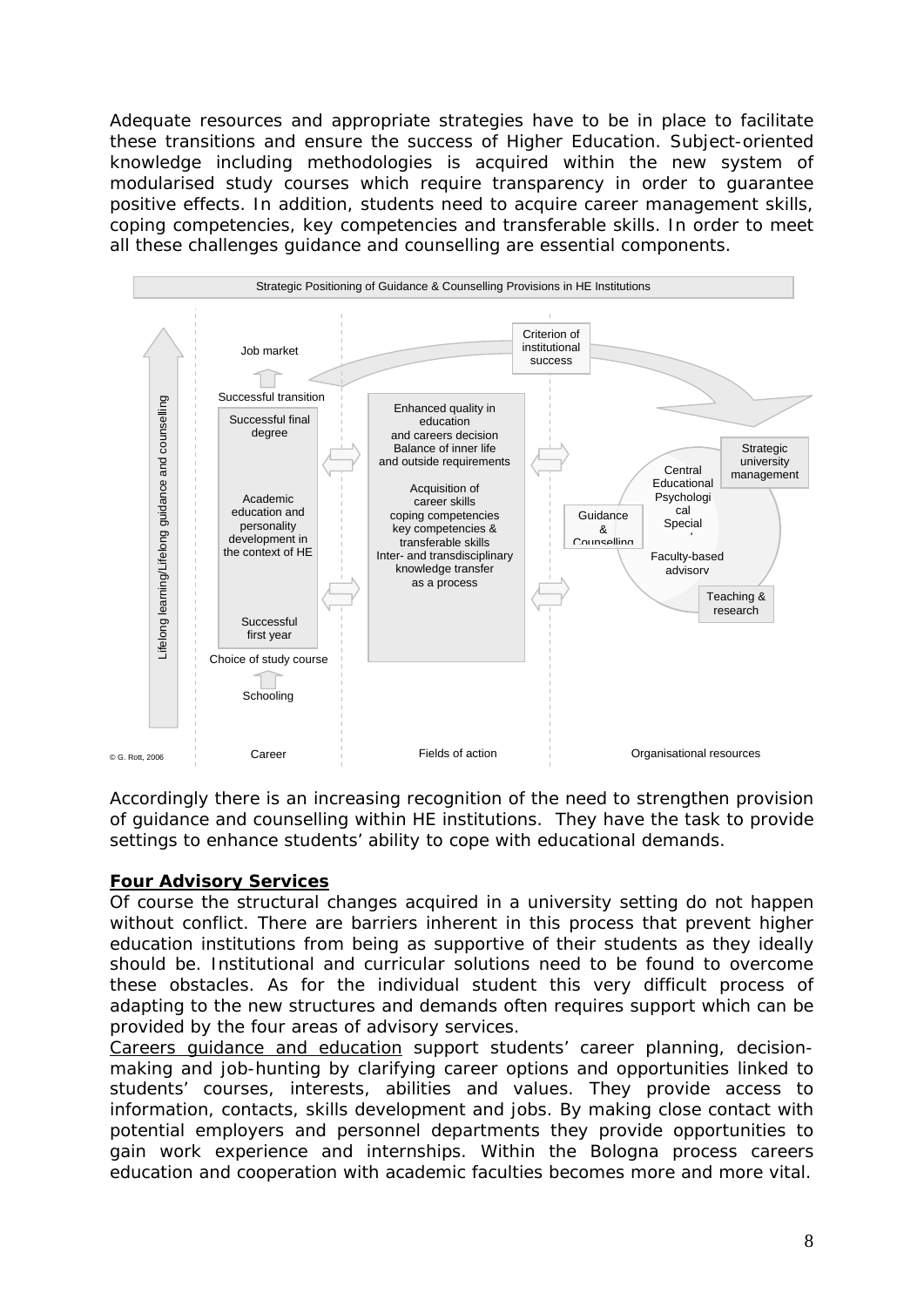Adequate resources and appropriate strategies have to be in place to facilitate these transitions and ensure the success of Higher Education. Subject-oriented knowledge including methodologies is acquired within the new system of modularised study courses which require transparency in order to guarantee positive effects. In addition, students need to acquire career management skills, coping competencies, key competencies and transferable skills. In order to meet all these challenges guidance and counselling are essential components.

**Strategic Positioning of Guidance & Counselling Provisions in HE Institutions**

Lifelong learning/Lifelong guidance and counselling

| Career | Fields of action | Organisational resources |
| --- | --- | --- |
| Job market<br>Successful transition<br>Successful final degree<br>Academic education and personality development in the context of HE<br>Successful first year<br>Choice of study course<br>Schooling | Enhanced quality in education and careers decision<br>Balance of inner life and outside requirements<br>Acquisition of career skills<br>coping competencies<br>key competencies & transferable skills<br>Inter- and transdisciplinary knowledge transfer as a process | Criterion of institutional success<br>Strategic university management<br>Guidance & Counselling<br>Central Educational<br>Psychological<br>Special<br>Faculty-based advisory<br>Teaching & research |

© G. Rott, 2006

Accordingly there is an increasing recognition of the need to strengthen provision of guidance and counselling within HE institutions. They have the task to provide settings to enhance students' ability to cope with educational demands.

## Four Advisory Services

Of course the structural changes acquired in a university setting do not happen without conflict. There are barriers inherent in this process that prevent higher education institutions from being as supportive of their students as they ideally should be. Institutional and curricular solutions need to be found to overcome these obstacles. As for the individual student this very difficult process of adapting to the new structures and demands often requires support which can be provided by the four areas of advisory services.

Careers guidance and education support students' career planning, decision-making and job-hunting by clarifying career options and opportunities linked to students' courses, interests, abilities and values. They provide access to information, contacts, skills development and jobs. By making close contact with potential employers and personnel departments they provide opportunities to gain work experience and internships. Within the Bologna process careers education and cooperation with academic faculties becomes more and more vital.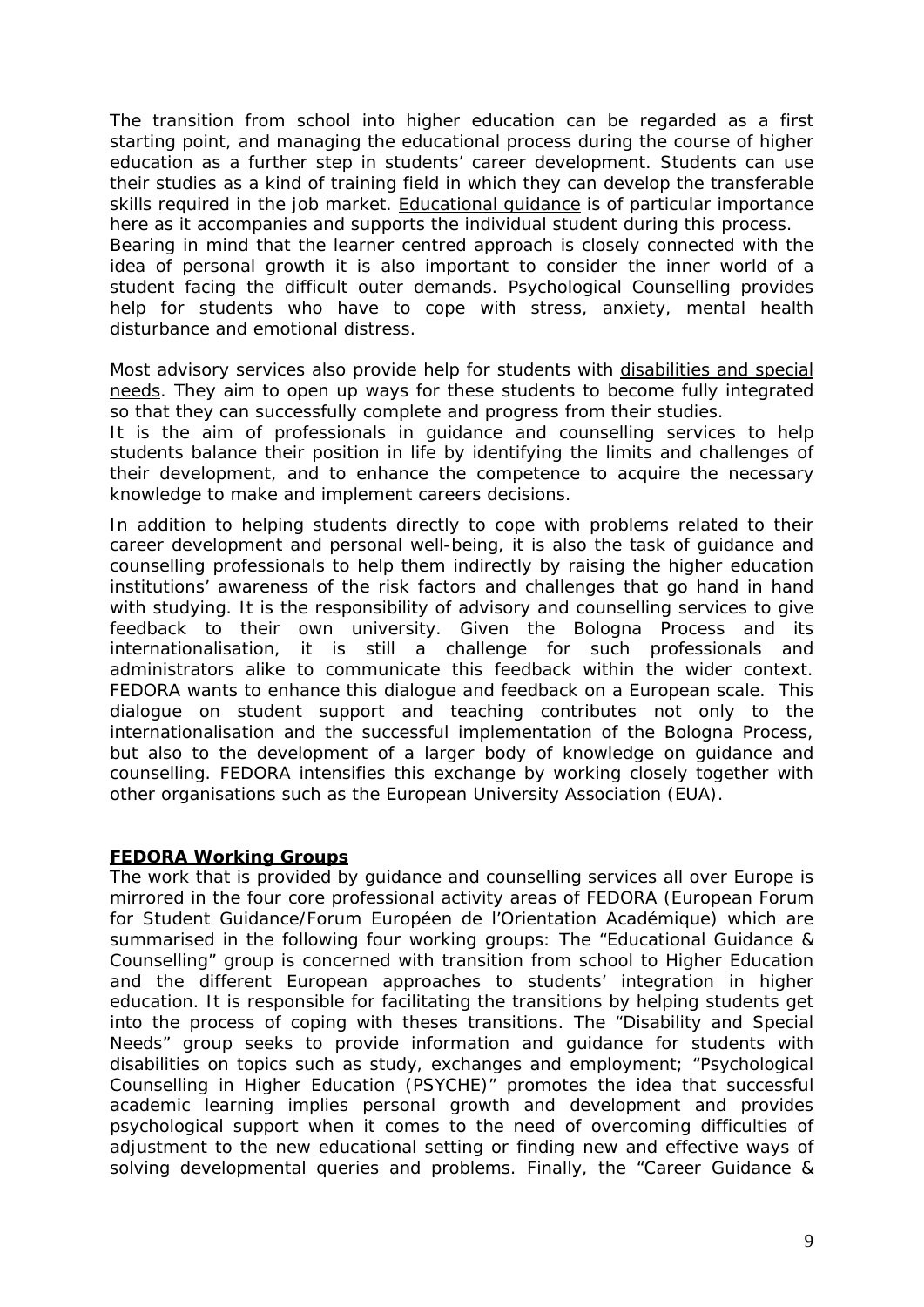The transition from school into higher education can be regarded as a first starting point, and managing the educational process during the course of higher education as a further step in students' career development. Students can use their studies as a kind of training field in which they can develop the transferable skills required in the job market. Educational guidance is of particular importance here as it accompanies and supports the individual student during this process. Bearing in mind that the learner centred approach is closely connected with the idea of personal growth it is also important to consider the inner world of a student facing the difficult outer demands. Psychological Counselling provides help for students who have to cope with stress, anxiety, mental health disturbance and emotional distress.

Most advisory services also provide help for students with disabilities and special needs. They aim to open up ways for these students to become fully integrated so that they can successfully complete and progress from their studies.
It is the aim of professionals in guidance and counselling services to help students balance their position in life by identifying the limits and challenges of their development, and to enhance the competence to acquire the necessary knowledge to make and implement careers decisions.

In addition to helping students directly to cope with problems related to their career development and personal well-being, it is also the task of guidance and counselling professionals to help them indirectly by raising the higher education institutions' awareness of the risk factors and challenges that go hand in hand with studying. It is the responsibility of advisory and counselling services to give feedback to their own university. Given the Bologna Process and its internationalisation, it is still a challenge for such professionals and administrators alike to communicate this feedback within the wider context. FEDORA wants to enhance this dialogue and feedback on a European scale. This dialogue on student support and teaching contributes not only to the internationalisation and the successful implementation of the Bologna Process, but also to the development of a larger body of knowledge on guidance and counselling. FEDORA intensifies this exchange by working closely together with other organisations such as the European University Association (EUA).

**FEDORA Working Groups**

The work that is provided by guidance and counselling services all over Europe is mirrored in the four core professional activity areas of FEDORA (European Forum for Student Guidance/Forum Européen de l'Orientation Académique) which are summarised in the following four working groups: The "Educational Guidance & Counselling" group is concerned with transition from school to Higher Education and the different European approaches to students' integration in higher education. It is responsible for facilitating the transitions by helping students get into the process of coping with theses transitions. The "Disability and Special Needs" group seeks to provide information and guidance for students with disabilities on topics such as study, exchanges and employment; "Psychological Counselling in Higher Education (PSYCHE)" promotes the idea that successful academic learning implies personal growth and development and provides psychological support when it comes to the need of overcoming difficulties of adjustment to the new educational setting or finding new and effective ways of solving developmental queries and problems. Finally, the "Career Guidance &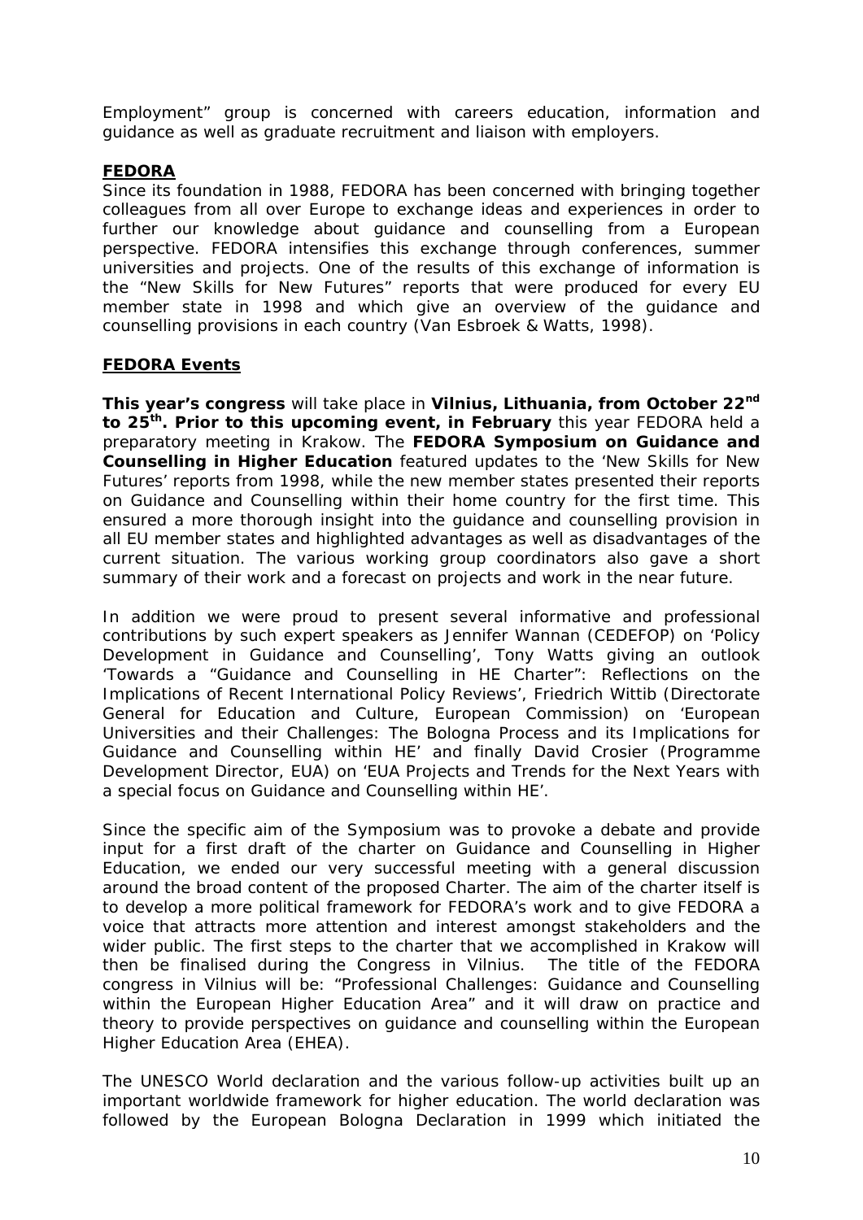Employment" group is concerned with careers education, information and guidance as well as graduate recruitment and liaison with employers.

**FEDORA**

Since its foundation in 1988, FEDORA has been concerned with bringing together colleagues from all over Europe to exchange ideas and experiences in order to further our knowledge about guidance and counselling from a European perspective. FEDORA intensifies this exchange through conferences, summer universities and projects. One of the results of this exchange of information is the "New Skills for New Futures" reports that were produced for every EU member state in 1998 and which give an overview of the guidance and counselling provisions in each country (Van Esbroek & Watts, 1998).

**FEDORA Events**

**This year's congress** will take place in **Vilnius, Lithuania, from October 22nd to 25th. Prior to this upcoming event, in February** this year FEDORA held a preparatory meeting in Krakow. The **FEDORA Symposium on Guidance and Counselling in Higher Education** featured updates to the 'New Skills for New Futures' reports from 1998, while the new member states presented their reports on Guidance and Counselling within their home country for the first time. This ensured a more thorough insight into the guidance and counselling provision in all EU member states and highlighted advantages as well as disadvantages of the current situation. The various working group coordinators also gave a short summary of their work and a forecast on projects and work in the near future.

In addition we were proud to present several informative and professional contributions by such expert speakers as Jennifer Wannan (CEDEFOP) on 'Policy Development in Guidance and Counselling', Tony Watts giving an outlook 'Towards a "Guidance and Counselling in HE Charter": Reflections on the Implications of Recent International Policy Reviews', Friedrich Wittib (Directorate General for Education and Culture, European Commission) on 'European Universities and their Challenges: The Bologna Process and its Implications for Guidance and Counselling within HE' and finally David Crosier (Programme Development Director, EUA) on 'EUA Projects and Trends for the Next Years with a special focus on Guidance and Counselling within HE'.

Since the specific aim of the Symposium was to provoke a debate and provide input for a first draft of the charter on Guidance and Counselling in Higher Education, we ended our very successful meeting with a general discussion around the broad content of the proposed Charter. The aim of the charter itself is to develop a more political framework for FEDORA's work and to give FEDORA a voice that attracts more attention and interest amongst stakeholders and the wider public. The first steps to the charter that we accomplished in Krakow will then be finalised during the Congress in Vilnius. The title of the FEDORA congress in Vilnius will be: "Professional Challenges: Guidance and Counselling within the European Higher Education Area" and it will draw on practice and theory to provide perspectives on guidance and counselling within the European Higher Education Area (EHEA).

The UNESCO World declaration and the various follow-up activities built up an important worldwide framework for higher education. The world declaration was followed by the European Bologna Declaration in 1999 which initiated the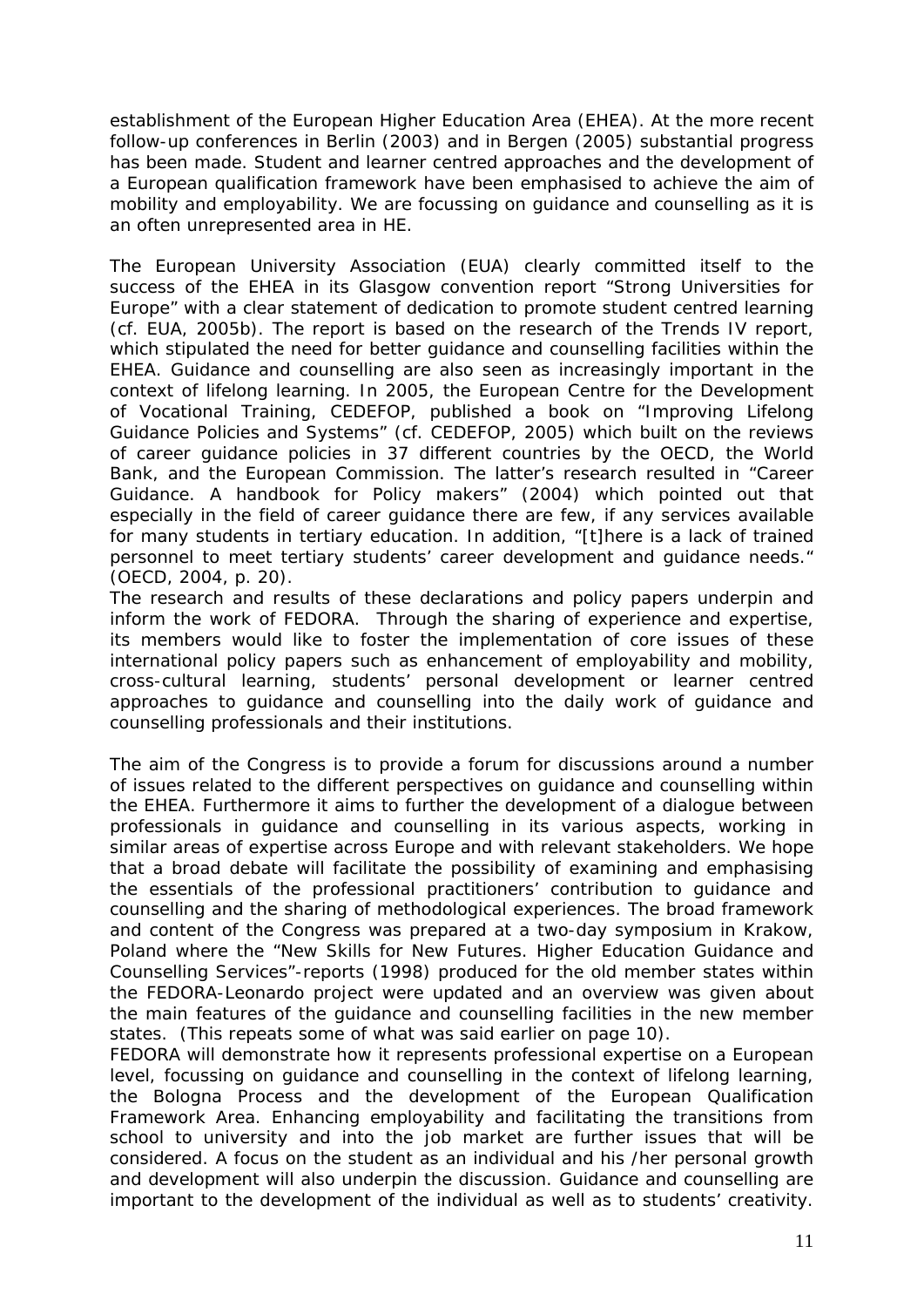establishment of the European Higher Education Area (EHEA). At the more recent follow-up conferences in Berlin (2003) and in Bergen (2005) substantial progress has been made. Student and learner centred approaches and the development of a European qualification framework have been emphasised to achieve the aim of mobility and employability. We are focussing on guidance and counselling as it is an often unrepresented area in HE.

The European University Association (EUA) clearly committed itself to the success of the EHEA in its Glasgow convention report "Strong Universities for Europe" with a clear statement of dedication to promote student centred learning (cf. EUA, 2005b). The report is based on the research of the Trends IV report, which stipulated the need for better guidance and counselling facilities within the EHEA. Guidance and counselling are also seen as increasingly important in the context of lifelong learning. In 2005, the European Centre for the Development of Vocational Training, CEDEFOP, published a book on "Improving Lifelong Guidance Policies and Systems" (cf. CEDEFOP, 2005) which built on the reviews of career guidance policies in 37 different countries by the OECD, the World Bank, and the European Commission. The latter's research resulted in "Career Guidance. A handbook for Policy makers" (2004) which pointed out that especially in the field of career guidance there are few, if any services available for many students in tertiary education. In addition, "[t]here is a lack of trained personnel to meet tertiary students' career development and guidance needs." (OECD, 2004, p. 20).

The research and results of these declarations and policy papers underpin and inform the work of FEDORA. Through the sharing of experience and expertise, its members would like to foster the implementation of core issues of these international policy papers such as enhancement of employability and mobility, cross-cultural learning, students' personal development or learner centred approaches to guidance and counselling into the daily work of guidance and counselling professionals and their institutions.

The aim of the Congress is to provide a forum for discussions around a number of issues related to the different perspectives on guidance and counselling within the EHEA. Furthermore it aims to further the development of a dialogue between professionals in guidance and counselling in its various aspects, working in similar areas of expertise across Europe and with relevant stakeholders. We hope that a broad debate will facilitate the possibility of examining and emphasising the essentials of the professional practitioners' contribution to guidance and counselling and the sharing of methodological experiences. The broad framework and content of the Congress was prepared at a two-day symposium in Krakow, Poland where the "New Skills for New Futures. Higher Education Guidance and Counselling Services"-reports (1998) produced for the old member states within the FEDORA-Leonardo project were updated and an overview was given about the main features of the guidance and counselling facilities in the new member states. (This repeats some of what was said earlier on page 10).

FEDORA will demonstrate how it represents professional expertise on a European level, focussing on guidance and counselling in the context of lifelong learning, the Bologna Process and the development of the European Qualification Framework Area. Enhancing employability and facilitating the transitions from school to university and into the job market are further issues that will be considered. A focus on the student as an individual and his /her personal growth and development will also underpin the discussion. Guidance and counselling are important to the development of the individual as well as to students' creativity.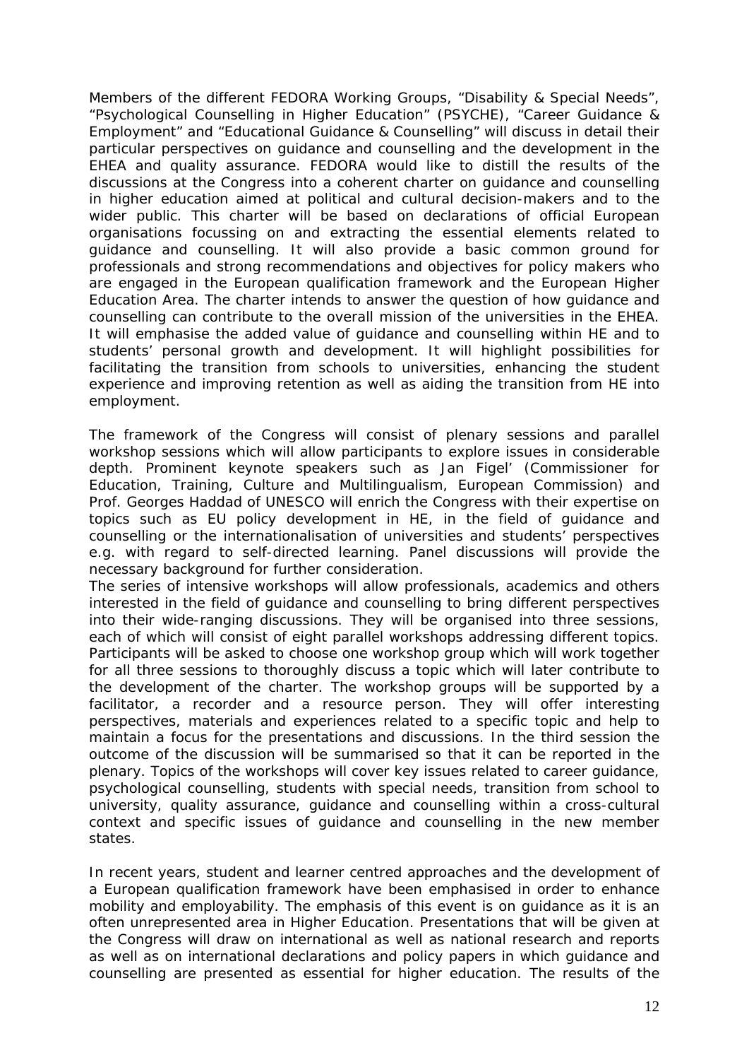Members of the different FEDORA Working Groups, "Disability & Special Needs", "Psychological Counselling in Higher Education" (PSYCHE), "Career Guidance & Employment" and "Educational Guidance & Counselling" will discuss in detail their particular perspectives on guidance and counselling and the development in the EHEA and quality assurance. FEDORA would like to distill the results of the discussions at the Congress into a coherent charter on guidance and counselling in higher education aimed at political and cultural decision-makers and to the wider public. This charter will be based on declarations of official European organisations focussing on and extracting the essential elements related to guidance and counselling. It will also provide a basic common ground for professionals and strong recommendations and objectives for policy makers who are engaged in the European qualification framework and the European Higher Education Area. The charter intends to answer the question of how guidance and counselling can contribute to the overall mission of the universities in the EHEA. It will emphasise the added value of guidance and counselling within HE and to students' personal growth and development. It will highlight possibilities for facilitating the transition from schools to universities, enhancing the student experience and improving retention as well as aiding the transition from HE into employment.

The framework of the Congress will consist of plenary sessions and parallel workshop sessions which will allow participants to explore issues in considerable depth. Prominent keynote speakers such as Jan Figel' (Commissioner for Education, Training, Culture and Multilingualism, European Commission) and Prof. Georges Haddad of UNESCO will enrich the Congress with their expertise on topics such as EU policy development in HE, in the field of guidance and counselling or the internationalisation of universities and students' perspectives e.g. with regard to self-directed learning. Panel discussions will provide the necessary background for further consideration.
The series of intensive workshops will allow professionals, academics and others interested in the field of guidance and counselling to bring different perspectives into their wide-ranging discussions. They will be organised into three sessions, each of which will consist of eight parallel workshops addressing different topics. Participants will be asked to choose one workshop group which will work together for all three sessions to thoroughly discuss a topic which will later contribute to the development of the charter. The workshop groups will be supported by a facilitator, a recorder and a resource person. They will offer interesting perspectives, materials and experiences related to a specific topic and help to maintain a focus for the presentations and discussions. In the third session the outcome of the discussion will be summarised so that it can be reported in the plenary. Topics of the workshops will cover key issues related to career guidance, psychological counselling, students with special needs, transition from school to university, quality assurance, guidance and counselling within a cross-cultural context and specific issues of guidance and counselling in the new member states.

In recent years, student and learner centred approaches and the development of a European qualification framework have been emphasised in order to enhance mobility and employability. The emphasis of this event is on guidance as it is an often unrepresented area in Higher Education. Presentations that will be given at the Congress will draw on international as well as national research and reports as well as on international declarations and policy papers in which guidance and counselling are presented as essential for higher education. The results of the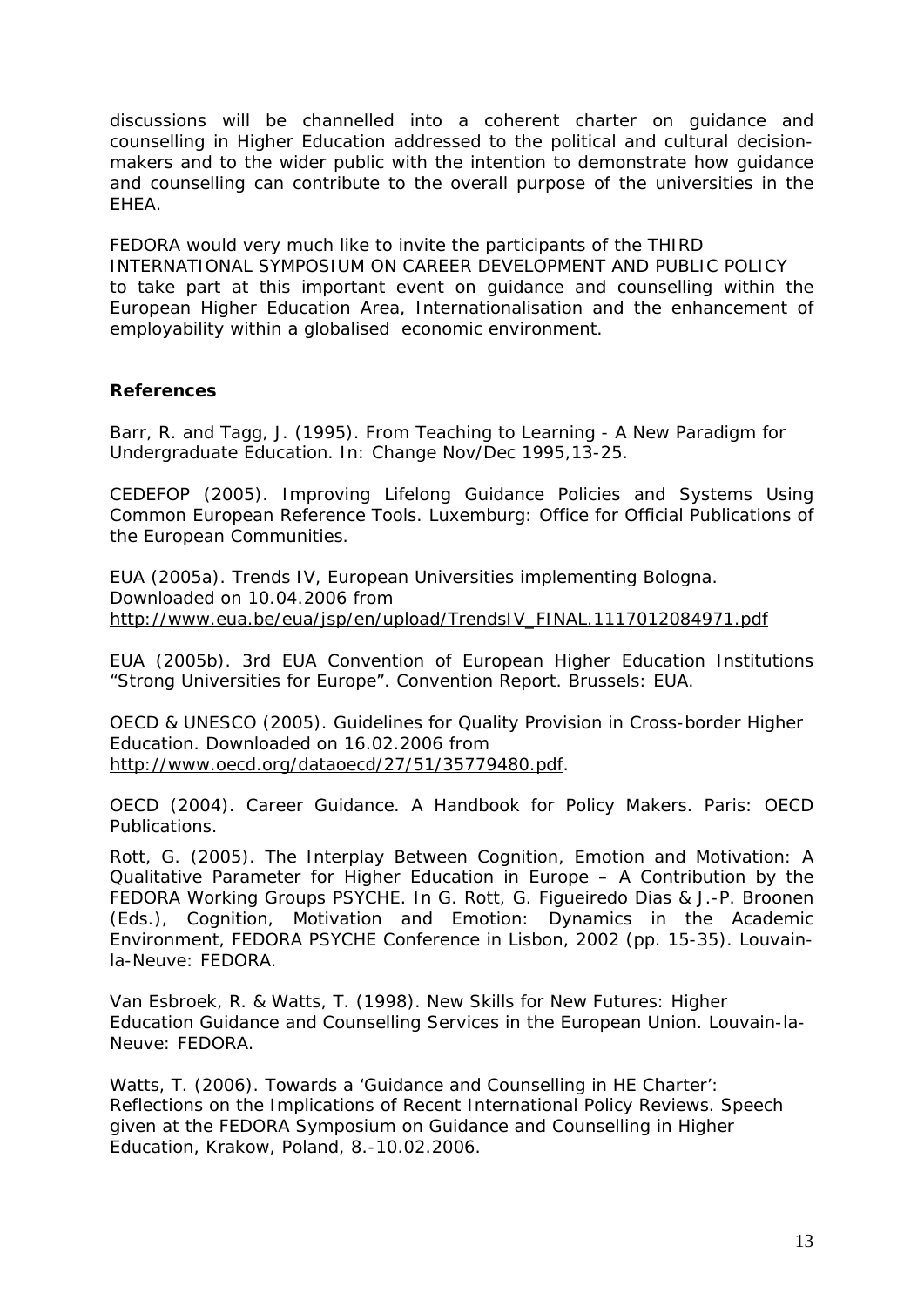discussions will be channelled into a coherent charter on guidance and counselling in Higher Education addressed to the political and cultural decision-makers and to the wider public with the intention to demonstrate how guidance and counselling can contribute to the overall purpose of the universities in the EHEA.

FEDORA would very much like to invite the participants of the THIRD INTERNATIONAL SYMPOSIUM ON CAREER DEVELOPMENT AND PUBLIC POLICY to take part at this important event on guidance and counselling within the European Higher Education Area, Internationalisation and the enhancement of employability within a globalised economic environment.

**References**

Barr, R. and Tagg, J. (1995). From Teaching to Learning - A New Paradigm for Undergraduate Education. In: Change Nov/Dec 1995,13-25.

CEDEFOP (2005). Improving Lifelong Guidance Policies and Systems Using Common European Reference Tools. Luxemburg: Office for Official Publications of the European Communities.

EUA (2005a). Trends IV, European Universities implementing Bologna. Downloaded on 10.04.2006 from http://www.eua.be/eua/jsp/en/upload/TrendsIV_FINAL.1117012084971.pdf

EUA (2005b). 3rd EUA Convention of European Higher Education Institutions "Strong Universities for Europe". Convention Report. Brussels: EUA.

OECD & UNESCO (2005). Guidelines for Quality Provision in Cross-border Higher Education. Downloaded on 16.02.2006 from http://www.oecd.org/dataoecd/27/51/35779480.pdf.

OECD (2004). Career Guidance. A Handbook for Policy Makers. Paris: OECD Publications.

Rott, G. (2005). The Interplay Between Cognition, Emotion and Motivation: A Qualitative Parameter for Higher Education in Europe – A Contribution by the FEDORA Working Groups PSYCHE. In G. Rott, G. Figueiredo Dias & J.-P. Broonen (Eds.), Cognition, Motivation and Emotion: Dynamics in the Academic Environment, FEDORA PSYCHE Conference in Lisbon, 2002 (pp. 15-35). Louvain-la-Neuve: FEDORA.

Van Esbroek, R. & Watts, T. (1998). New Skills for New Futures: Higher Education Guidance and Counselling Services in the European Union. Louvain-la-Neuve: FEDORA.

Watts, T. (2006). Towards a 'Guidance and Counselling in HE Charter': Reflections on the Implications of Recent International Policy Reviews. Speech given at the FEDORA Symposium on Guidance and Counselling in Higher Education, Krakow, Poland, 8.-10.02.2006.